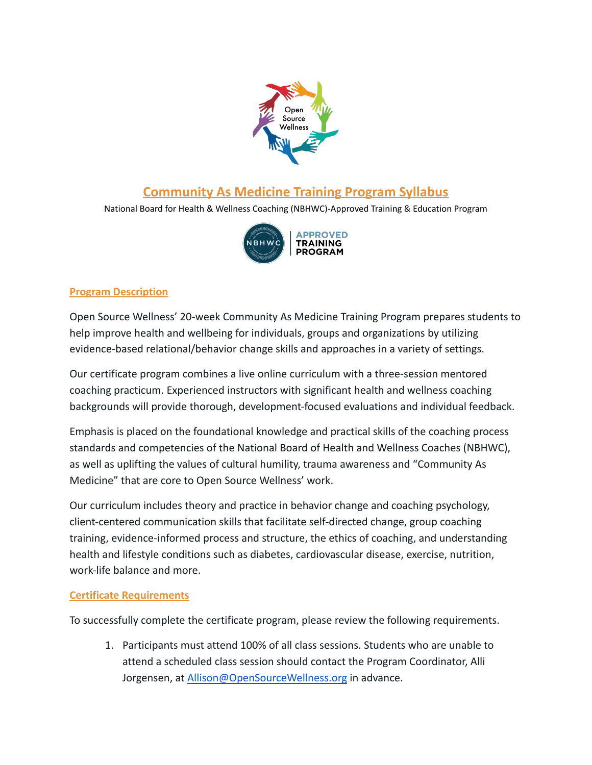# Community As Medicine Training Program Syllabus

National Board for Health & Wellness Coaching (NBHWC)-Approved Training & Education Program

## Program Description

Open Source Wellness' 20-week Community As Medicine Training Program prepares students to help improve health and wellbeing for individuals, groups and organizations by utilizing evidence-based relational/behavior change skills and approaches in a variety of settings.

Our certificate program combines a live online curriculum with a three-session mentored coaching practicum. Experienced instructors with significant health and wellness coaching backgrounds will provide thorough, development-focused evaluations and individual feedback.

Emphasis is placed on the foundational knowledge and practical skills of the coaching process standards and competencies of the National Board of Health and Wellness Coaches (NBHWC), as well as uplifting the values of cultural humility, trauma awareness and "Community As Medicine" that are core to Open Source Wellness' work.

Our curriculum includes theory and practice in behavior change and coaching psychology, client-centered communication skills that facilitate self-directed change, group coaching training, evidence-informed process and structure, the ethics of coaching, and understanding health and lifestyle conditions such as diabetes, cardiovascular disease, exercise, nutrition, work-life balance and more.

## Certificate Requirements

To successfully complete the certificate program, please review the following requirements.

1. Participants must attend 100% of all class sessions. Students who are unable to attend a scheduled class session should contact the Program Coordinator, Alli Jorgensen, at Allison@OpenSourceWellness.org in advance.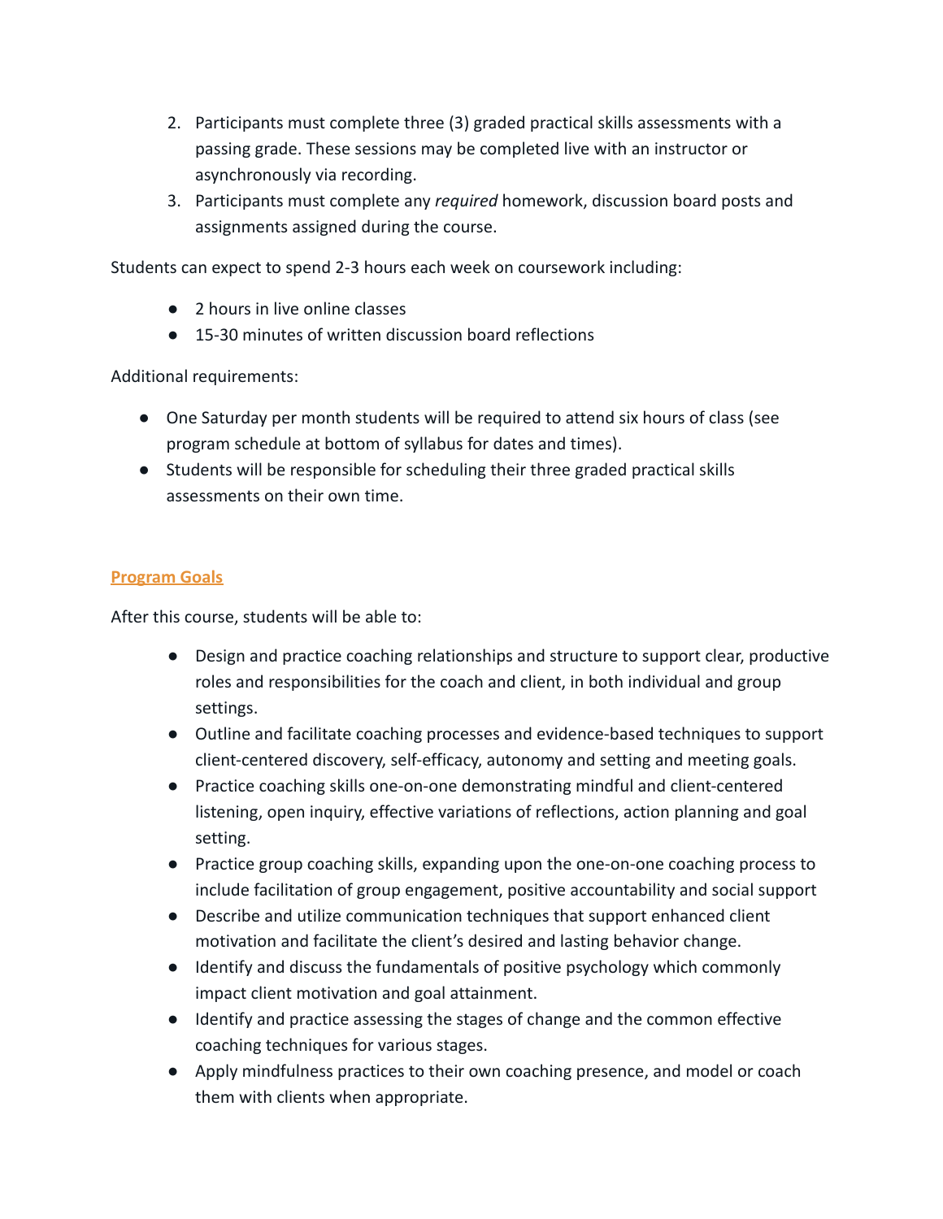2. Participants must complete three (3) graded practical skills assessments with a passing grade. These sessions may be completed live with an instructor or asynchronously via recording.
3. Participants must complete any *required* homework, discussion board posts and assignments assigned during the course.

Students can expect to spend 2-3 hours each week on coursework including:

- 2 hours in live online classes
- 15-30 minutes of written discussion board reflections

Additional requirements:

- One Saturday per month students will be required to attend six hours of class (see program schedule at bottom of syllabus for dates and times).
- Students will be responsible for scheduling their three graded practical skills assessments on their own time.

## Program Goals

After this course, students will be able to:

- Design and practice coaching relationships and structure to support clear, productive roles and responsibilities for the coach and client, in both individual and group settings.
- Outline and facilitate coaching processes and evidence-based techniques to support client-centered discovery, self-efficacy, autonomy and setting and meeting goals.
- Practice coaching skills one-on-one demonstrating mindful and client-centered listening, open inquiry, effective variations of reflections, action planning and goal setting.
- Practice group coaching skills, expanding upon the one-on-one coaching process to include facilitation of group engagement, positive accountability and social support
- Describe and utilize communication techniques that support enhanced client motivation and facilitate the client's desired and lasting behavior change.
- Identify and discuss the fundamentals of positive psychology which commonly impact client motivation and goal attainment.
- Identify and practice assessing the stages of change and the common effective coaching techniques for various stages.
- Apply mindfulness practices to their own coaching presence, and model or coach them with clients when appropriate.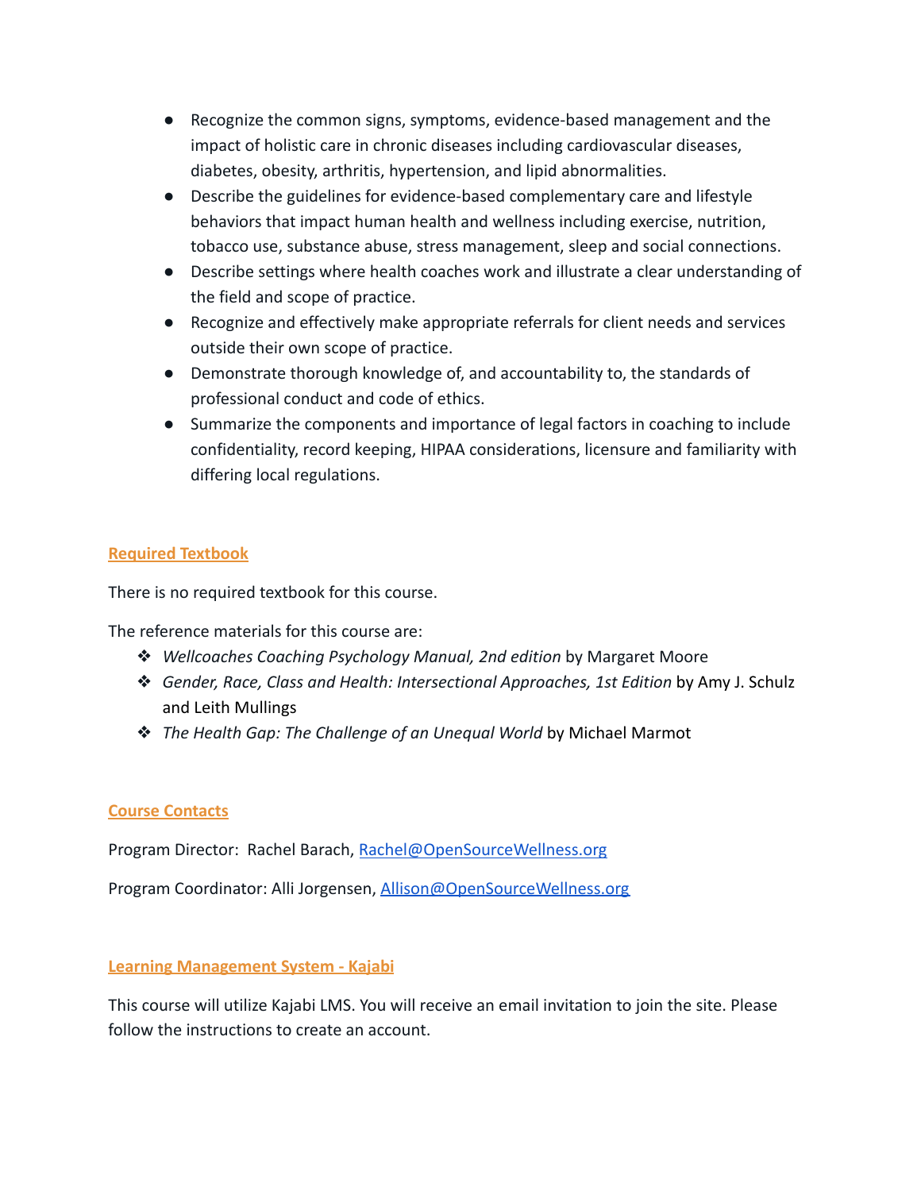- Recognize the common signs, symptoms, evidence-based management and the impact of holistic care in chronic diseases including cardiovascular diseases, diabetes, obesity, arthritis, hypertension, and lipid abnormalities.
- Describe the guidelines for evidence-based complementary care and lifestyle behaviors that impact human health and wellness including exercise, nutrition, tobacco use, substance abuse, stress management, sleep and social connections.
- Describe settings where health coaches work and illustrate a clear understanding of the field and scope of practice.
- Recognize and effectively make appropriate referrals for client needs and services outside their own scope of practice.
- Demonstrate thorough knowledge of, and accountability to, the standards of professional conduct and code of ethics.
- Summarize the components and importance of legal factors in coaching to include confidentiality, record keeping, HIPAA considerations, licensure and familiarity with differing local regulations.

## Required Textbook

There is no required textbook for this course.

The reference materials for this course are:

- *Wellcoaches Coaching Psychology Manual, 2nd edition* by Margaret Moore
- *Gender, Race, Class and Health: Intersectional Approaches, 1st Edition* by Amy J. Schulz and Leith Mullings
- *The Health Gap: The Challenge of an Unequal World* by Michael Marmot

## Course Contacts

Program Director: Rachel Barach, Rachel@OpenSourceWellness.org

Program Coordinator: Alli Jorgensen, Allison@OpenSourceWellness.org

## Learning Management System - Kajabi

This course will utilize Kajabi LMS. You will receive an email invitation to join the site. Please follow the instructions to create an account.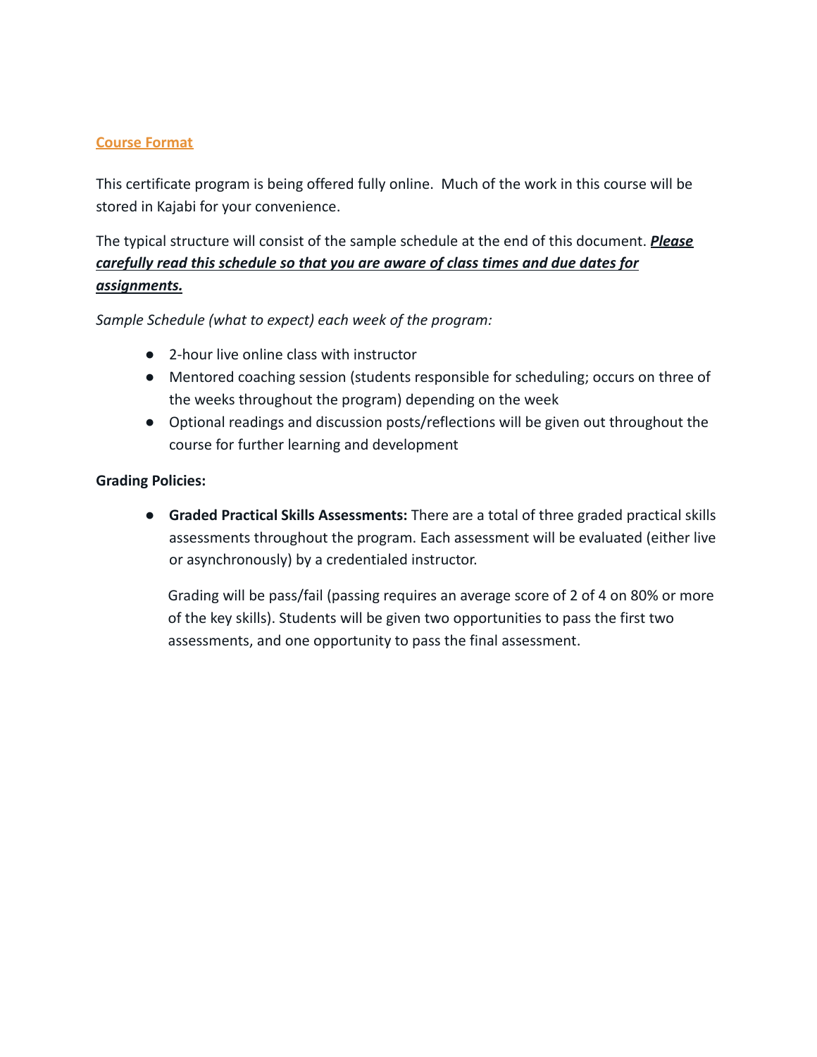## Course Format

This certificate program is being offered fully online. Much of the work in this course will be stored in Kajabi for your convenience.

The typical structure will consist of the sample schedule at the end of this document. ***Please carefully read this schedule so that you are aware of class times and due dates for assignments.***

*Sample Schedule (what to expect) each week of the program:*

- 2-hour live online class with instructor
- Mentored coaching session (students responsible for scheduling; occurs on three of the weeks throughout the program) depending on the week
- Optional readings and discussion posts/reflections will be given out throughout the course for further learning and development

**Grading Policies:**

- **Graded Practical Skills Assessments:** There are a total of three graded practical skills assessments throughout the program. Each assessment will be evaluated (either live or asynchronously) by a credentialed instructor.

  Grading will be pass/fail (passing requires an average score of 2 of 4 on 80% or more of the key skills). Students will be given two opportunities to pass the first two assessments, and one opportunity to pass the final assessment.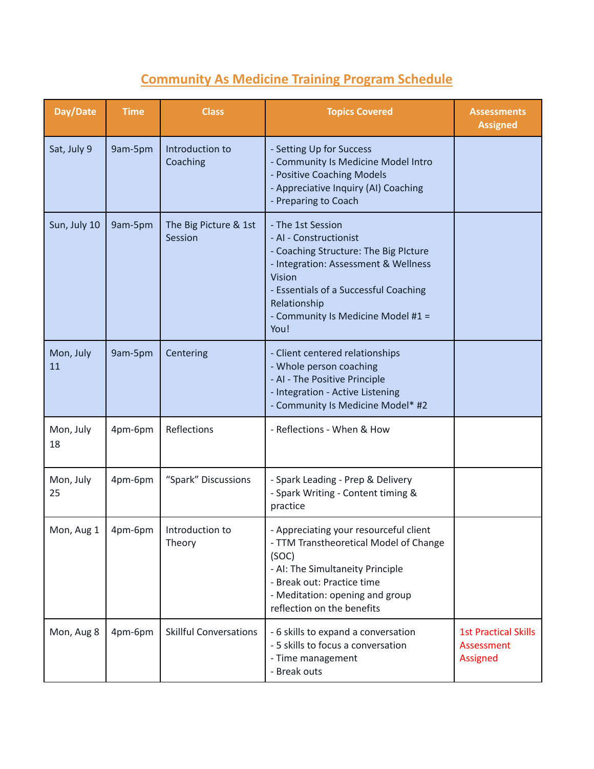# Community As Medicine Training Program Schedule

| Day/Date | Time | Class | Topics Covered | Assessments Assigned |
| --- | --- | --- | --- | --- |
| Sat, July 9 | 9am-5pm | Introduction to Coaching | - Setting Up for Success<br>- Community Is Medicine Model Intro<br>- Positive Coaching Models<br>- Appreciative Inquiry (AI) Coaching<br>- Preparing to Coach | |
| Sun, July 10 | 9am-5pm | The Big Picture & 1st Session | - The 1st Session<br>- AI - Constructionist<br>- Coaching Structure: The Big PIcture<br>- Integration: Assessment & Wellness Vision<br>- Essentials of a Successful Coaching Relationship<br>- Community Is Medicine Model #1 = You! | |
| Mon, July 11 | 9am-5pm | Centering | - Client centered relationships<br>- Whole person coaching<br>- AI - The Positive Principle<br>- Integration - Active Listening<br>- Community Is Medicine Model* #2 | |
| Mon, July 18 | 4pm-6pm | Reflections | - Reflections - When & How | |
| Mon, July 25 | 4pm-6pm | "Spark" Discussions | - Spark Leading - Prep & Delivery<br>- Spark Writing - Content timing & practice | |
| Mon, Aug 1 | 4pm-6pm | Introduction to Theory | - Appreciating your resourceful client<br>- TTM Transtheoretical Model of Change (SOC)<br>- AI: The Simultaneity Principle<br>- Break out: Practice time<br>- Meditation: opening and group reflection on the benefits | |
| Mon, Aug 8 | 4pm-6pm | Skillful Conversations | - 6 skills to expand a conversation<br>- 5 skills to focus a conversation<br>- Time management<br>- Break outs | 1st Practical Skills Assessment Assigned |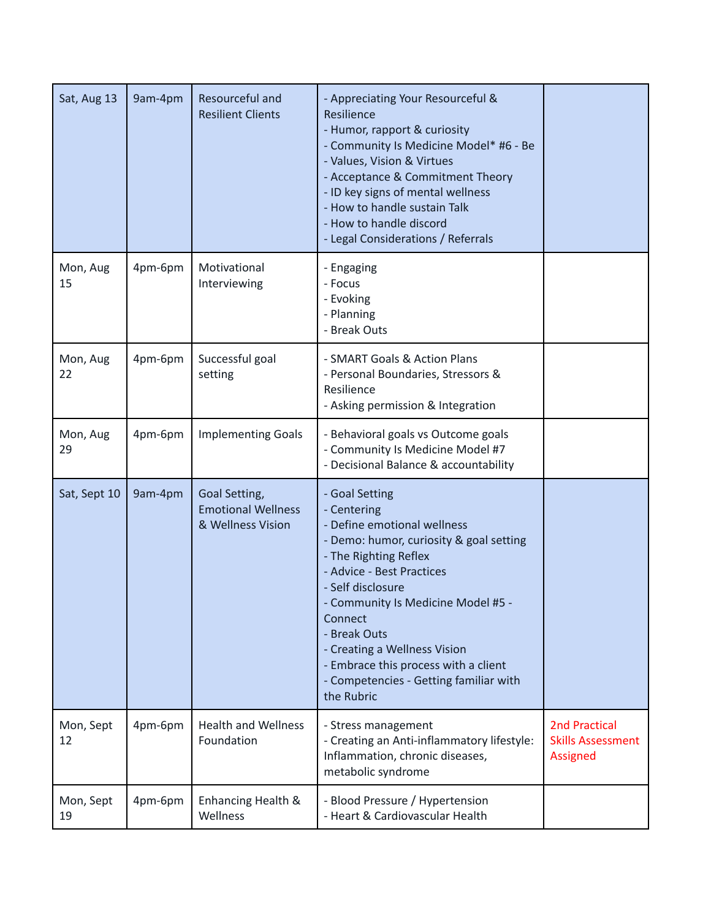| | | | | |
|---|---|---|---|---|
| Sat, Aug 13 | 9am-4pm | Resourceful and Resilient Clients | - Appreciating Your Resourceful & Resilience<br>- Humor, rapport & curiosity<br>- Community Is Medicine Model* #6 - Be<br>- Values, Vision & Virtues<br>- Acceptance & Commitment Theory<br>- ID key signs of mental wellness<br>- How to handle sustain Talk<br>- How to handle discord<br>- Legal Considerations / Referrals | |
| Mon, Aug 15 | 4pm-6pm | Motivational Interviewing | - Engaging<br>- Focus<br>- Evoking<br>- Planning<br>- Break Outs | |
| Mon, Aug 22 | 4pm-6pm | Successful goal setting | - SMART Goals & Action Plans<br>- Personal Boundaries, Stressors & Resilience<br>- Asking permission & Integration | |
| Mon, Aug 29 | 4pm-6pm | Implementing Goals | - Behavioral goals vs Outcome goals<br>- Community Is Medicine Model #7<br>- Decisional Balance & accountability | |
| Sat, Sept 10 | 9am-4pm | Goal Setting, Emotional Wellness & Wellness Vision | - Goal Setting<br>- Centering<br>- Define emotional wellness<br>- Demo: humor, curiosity & goal setting<br>- The Righting Reflex<br>- Advice - Best Practices<br>- Self disclosure<br>- Community Is Medicine Model #5 - Connect<br>- Break Outs<br>- Creating a Wellness Vision<br>- Embrace this process with a client<br>- Competencies - Getting familiar with the Rubric | |
| Mon, Sept 12 | 4pm-6pm | Health and Wellness Foundation | - Stress management<br>- Creating an Anti-inflammatory lifestyle: Inflammation, chronic diseases, metabolic syndrome | 2nd Practical Skills Assessment Assigned |
| Mon, Sept 19 | 4pm-6pm | Enhancing Health & Wellness | - Blood Pressure / Hypertension<br>- Heart & Cardiovascular Health | |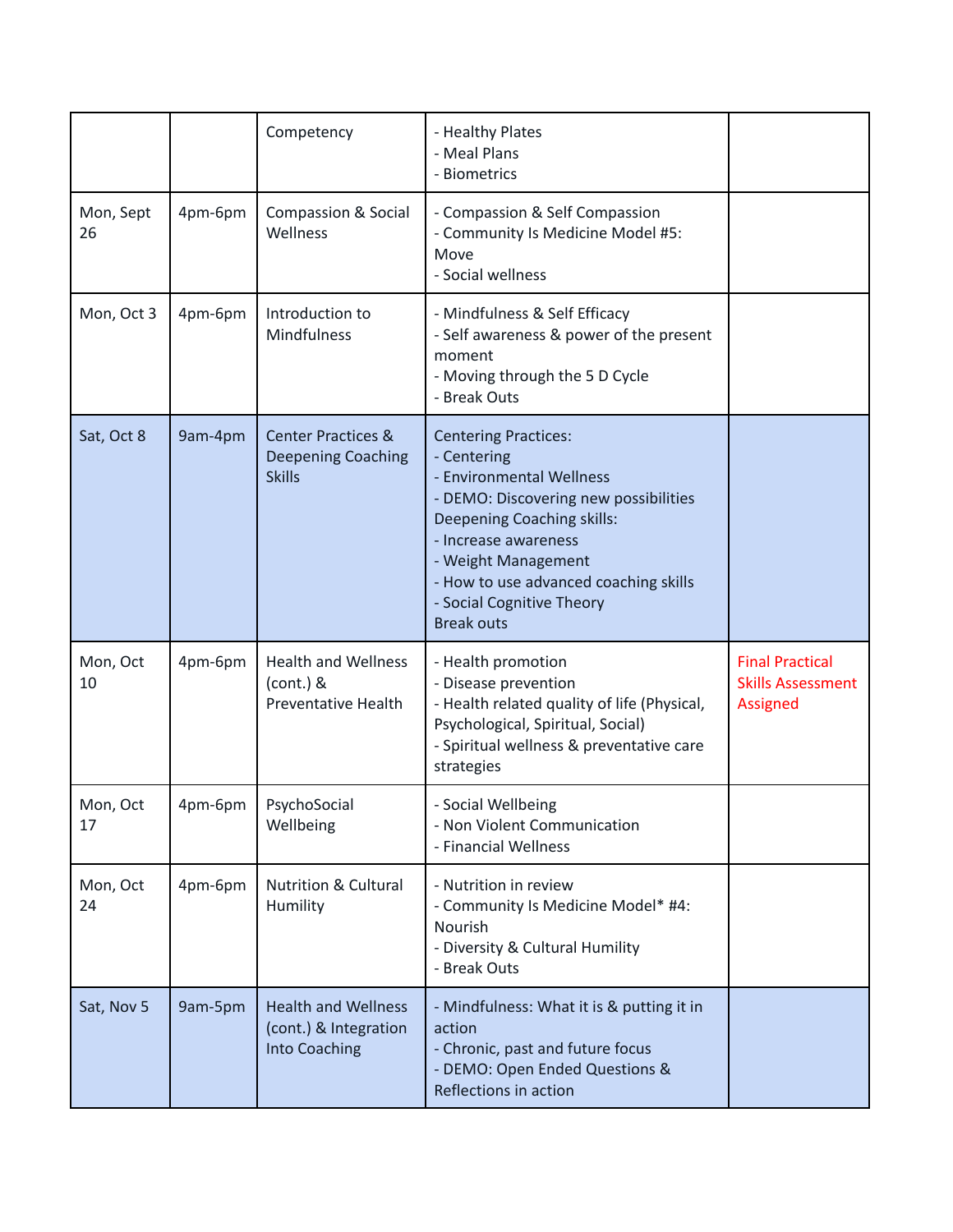| | | | | |
|---|---|---|---|---|
| | | Competency | - Healthy Plates<br>- Meal Plans<br>- Biometrics | |
| Mon, Sept 26 | 4pm-6pm | Compassion & Social Wellness | - Compassion & Self Compassion<br>- Community Is Medicine Model #5: Move<br>- Social wellness | |
| Mon, Oct 3 | 4pm-6pm | Introduction to Mindfulness | - Mindfulness & Self Efficacy<br>- Self awareness & power of the present moment<br>- Moving through the 5 D Cycle<br>- Break Outs | |
| Sat, Oct 8 | 9am-4pm | Center Practices & Deepening Coaching Skills | Centering Practices:<br>- Centering<br>- Environmental Wellness<br>- DEMO: Discovering new possibilities<br>Deepening Coaching skills:<br>- Increase awareness<br>- Weight Management<br>- How to use advanced coaching skills<br>- Social Cognitive Theory<br>Break outs | |
| Mon, Oct 10 | 4pm-6pm | Health and Wellness (cont.) & Preventative Health | - Health promotion<br>- Disease prevention<br>- Health related quality of life (Physical, Psychological, Spiritual, Social)<br>- Spiritual wellness & preventative care strategies | Final Practical Skills Assessment Assigned |
| Mon, Oct 17 | 4pm-6pm | PsychoSocial Wellbeing | - Social Wellbeing<br>- Non Violent Communication<br>- Financial Wellness | |
| Mon, Oct 24 | 4pm-6pm | Nutrition & Cultural Humility | - Nutrition in review<br>- Community Is Medicine Model* #4: Nourish<br>- Diversity & Cultural Humility<br>- Break Outs | |
| Sat, Nov 5 | 9am-5pm | Health and Wellness (cont.) & Integration Into Coaching | - Mindfulness: What it is & putting it in action<br>- Chronic, past and future focus<br>- DEMO: Open Ended Questions & Reflections in action | |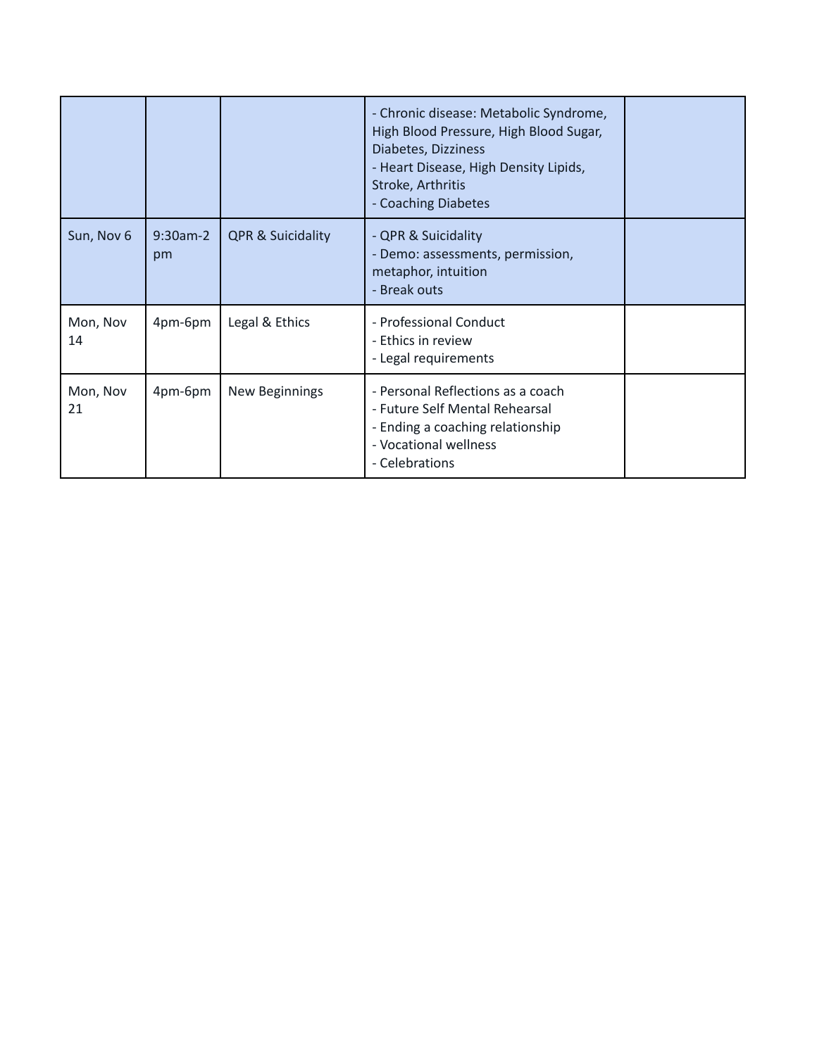| | | | | |
|---|---|---|---|---|
| | | | - Chronic disease: Metabolic Syndrome, High Blood Pressure, High Blood Sugar, Diabetes, Dizziness<br>- Heart Disease, High Density Lipids, Stroke, Arthritis<br>- Coaching Diabetes | |
| Sun, Nov 6 | 9:30am-2 pm | QPR & Suicidality | - QPR & Suicidality<br>- Demo: assessments, permission, metaphor, intuition<br>- Break outs | |
| Mon, Nov 14 | 4pm-6pm | Legal & Ethics | - Professional Conduct<br>- Ethics in review<br>- Legal requirements | |
| Mon, Nov 21 | 4pm-6pm | New Beginnings | - Personal Reflections as a coach<br>- Future Self Mental Rehearsal<br>- Ending a coaching relationship<br>- Vocational wellness<br>- Celebrations | |